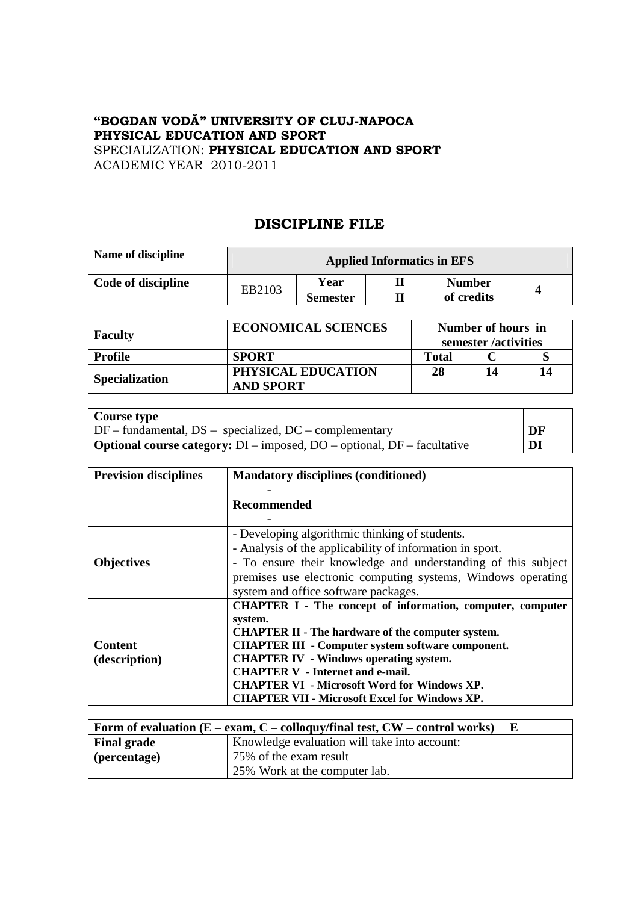**"BOGDAN VODĂ" UNIVERSITY OF CLUJ-NAPOCA**
**PHYSICAL EDUCATION AND SPORT**
SPECIALIZATION: **PHYSICAL EDUCATION AND SPORT**
ACADEMIC YEAR 2010-2011

# DISCIPLINE FILE

| **Name of discipline** | **Applied Informatics in EFS** | | | | |
|---|---|---|---|---|---|
| **Code of discipline** | EB2103 | **Year** | **II** | **Number of credits** | **4** |
| | | **Semester** | **II** | | |

| **Faculty** | **ECONOMICAL SCIENCES** | **Number of hours in semester /activities** | | |
|---|---|---|---|---|
| **Profile** | **SPORT** | **Total** | **C** | **S** |
| **Specialization** | **PHYSICAL EDUCATION AND SPORT** | **28** | **14** | **14** |

| | |
|---|---|
| **Course type**<br>DF – fundamental, DS – specialized, DC – complementary | **DF** |
| **Optional course category:** DI – imposed, DO – optional, DF – facultative | **DI** |

| | |
|---|---|
| **Prevision disciplines** | **Mandatory disciplines (conditioned)**<br>- |
| | **Recommended**<br>- |
| **Objectives** | - Developing algorithmic thinking of students.<br>- Analysis of the applicability of information in sport.<br>- To ensure their knowledge and understanding of this subject premises use electronic computing systems, Windows operating system and office software packages. |
| **Content (description)** | **CHAPTER I - The concept of information, computer, computer system.**<br>**CHAPTER II - The hardware of the computer system.**<br>**CHAPTER III - Computer system software component.**<br>**CHAPTER IV - Windows operating system.**<br>**CHAPTER V - Internet and e-mail.**<br>**CHAPTER VI - Microsoft Word for Windows XP.**<br>**CHAPTER VII - Microsoft Excel for Windows XP.** |

| **Form of evaluation (E – exam, C – colloquy/final test, CW – control works) E** | |
|---|---|
| **Final grade (percentage)** | Knowledge evaluation will take into account:<br>75% of the exam result<br>25% Work at the computer lab. |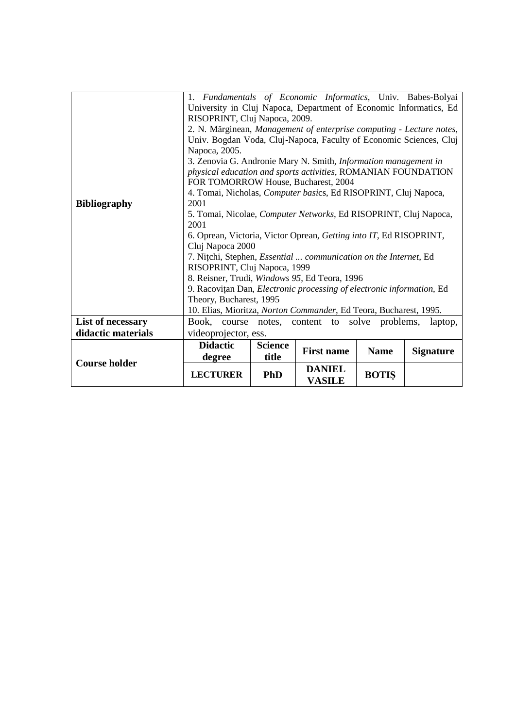| | | | | | |
|---|---|---|---|---|---|
| **Bibliography** | 1. *Fundamentals of Economic Informatics*, Univ. Babes-Bolyai University in Cluj Napoca, Department of Economic Informatics, Ed RISOPRINT, Cluj Napoca, 2009.<br>2. N. Mărginean, *Management of enterprise computing - Lecture notes*, Univ. Bogdan Voda, Cluj-Napoca, Faculty of Economic Sciences, Cluj Napoca, 2005.<br>3. Zenovia G. Andronie Mary N. Smith, *Information management in physical education and sports activities*, ROMANIAN FOUNDATION FOR TOMORROW House, Bucharest, 2004<br>4. Tomai, Nicholas, *Computer basic*s, Ed RISOPRINT, Cluj Napoca, 2001<br>5. Tomai, Nicolae, *Computer Networks*, Ed RISOPRINT, Cluj Napoca, 2001<br>6. Oprean, Victoria, Victor Oprean, *Getting into IT*, Ed RISOPRINT, Cluj Napoca 2000<br>7. Nițchi, Stephen, *Essential ... communication on the Internet*, Ed RISOPRINT, Cluj Napoca, 1999<br>8. Reisner, Trudi, *Windows 95*, Ed Teora, 1996<br>9. Racovițan Dan, *Electronic processing of electronic information*, Ed Theory, Bucharest, 1995<br>10. Elias, Mioritza, *Norton Commander*, Ed Teora, Bucharest, 1995. | | | | |
| **List of necessary didactic materials** | Book, course notes, content to solve problems, laptop, videoprojector, ess. | | | | |
| **Course holder** | **Didactic degree** | **Science title** | **First name** | **Name** | **Signature** |
| | **LECTURER** | **PhD** | **DANIEL VASILE** | **BOTIȘ** | |